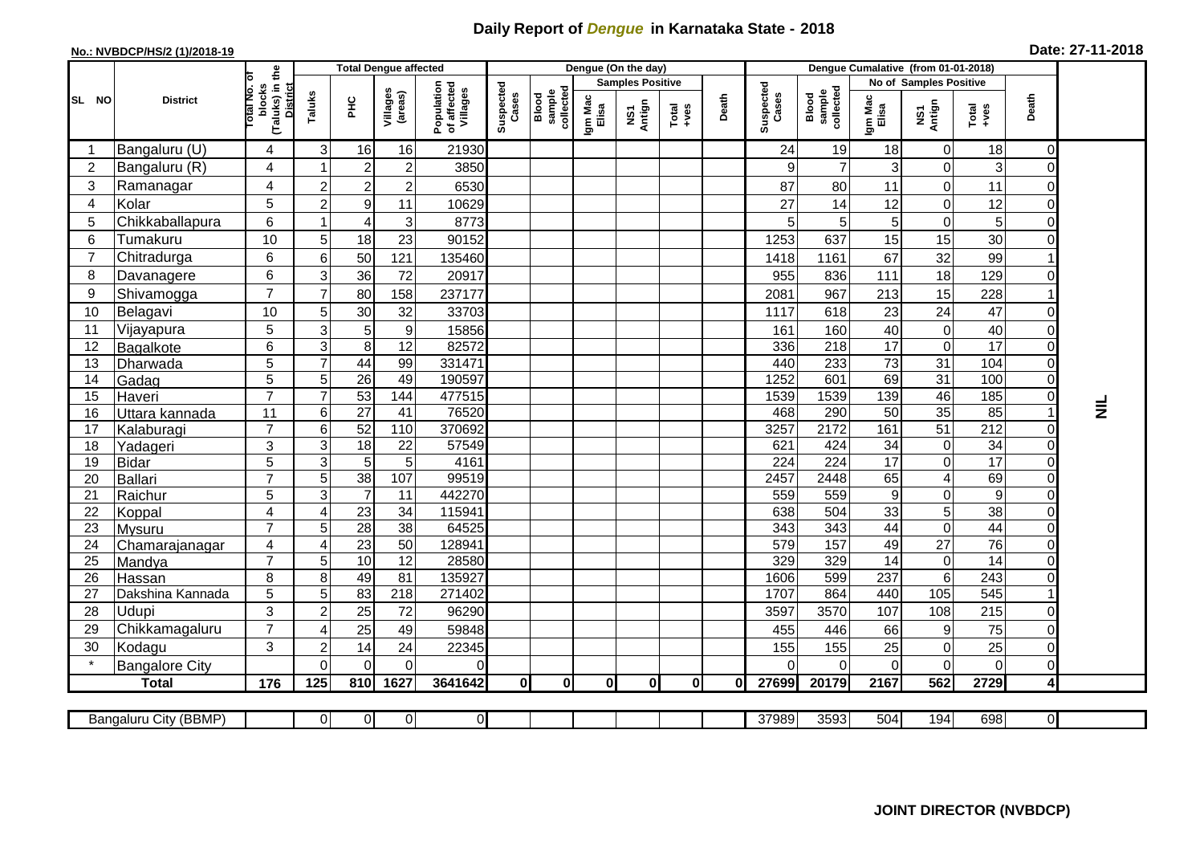# Daily Report of *Dengue* in Karnataka State - 2018

**No.: NVBDCP/HS/2 (1)/2018-19**

**Date: 27-11-2018**

| SL NO | District | Total No. of blocks (Taluks) in the District | Total Dengue affected | | | | Dengue (On the day) | | | | | | | Dengue Cumalative (from 01-01-2018) | | | | | | | |
|---|---|---|---|---|---|---|---|---|---|---|---|---|---|---|---|---|---|---|---|---|
| | | | Taluks | PHC | Villages (areas) | Population of affected Villages | Suspected Cases | Blood sample collected | Samples Positive | | | Death | Suspected Cases | Blood sample collected | No of Samples Positive | | | Death | |
| | | | | | | | | | Igm Mac Elisa | NS1 Antign | Total +ves | | | | Igm Mac Elisa | NS1 Antign | Total +ves | | |
| 1 | Bangaluru (U) | 4 | 3 | 16 | 16 | 21930 | | | | | | | 24 | 19 | 18 | 0 | 18 | 0 | NIL |
| 2 | Bangaluru (R) | 4 | 1 | 2 | 2 | 3850 | | | | | | | 9 | 7 | 3 | 0 | 3 | 0 | |
| 3 | Ramanagar | 4 | 2 | 2 | 2 | 6530 | | | | | | | 87 | 80 | 11 | 0 | 11 | 0 | |
| 4 | Kolar | 5 | 2 | 9 | 11 | 10629 | | | | | | | 27 | 14 | 12 | 0 | 12 | 0 | |
| 5 | Chikkaballapura | 6 | 1 | 4 | 3 | 8773 | | | | | | | 5 | 5 | 5 | 0 | 5 | 0 | |
| 6 | Tumakuru | 10 | 5 | 18 | 23 | 90152 | | | | | | | 1253 | 637 | 15 | 15 | 30 | 0 | |
| 7 | Chitradurga | 6 | 6 | 50 | 121 | 135460 | | | | | | | 1418 | 1161 | 67 | 32 | 99 | 1 | |
| 8 | Davanagere | 6 | 3 | 36 | 72 | 20917 | | | | | | | 955 | 836 | 111 | 18 | 129 | 0 | |
| 9 | Shivamogga | 7 | 7 | 80 | 158 | 237177 | | | | | | | 2081 | 967 | 213 | 15 | 228 | 1 | |
| 10 | Belagavi | 10 | 5 | 30 | 32 | 33703 | | | | | | | 1117 | 618 | 23 | 24 | 47 | 0 | |
| 11 | Vijayapura | 5 | 3 | 5 | 9 | 15856 | | | | | | | 161 | 160 | 40 | 0 | 40 | 0 | |
| 12 | Bagalkote | 6 | 3 | 8 | 12 | 82572 | | | | | | | 336 | 218 | 17 | 0 | 17 | 0 | |
| 13 | Dharwada | 5 | 7 | 44 | 99 | 331471 | | | | | | | 440 | 233 | 73 | 31 | 104 | 0 | |
| 14 | Gadag | 5 | 5 | 26 | 49 | 190597 | | | | | | | 1252 | 601 | 69 | 31 | 100 | 0 | |
| 15 | Haveri | 7 | 7 | 53 | 144 | 477515 | | | | | | | 1539 | 1539 | 139 | 46 | 185 | 0 | |
| 16 | Uttara kannada | 11 | 6 | 27 | 41 | 76520 | | | | | | | 468 | 290 | 50 | 35 | 85 | 1 | |
| 17 | Kalaburagi | 7 | 6 | 52 | 110 | 370692 | | | | | | | 3257 | 2172 | 161 | 51 | 212 | 0 | |
| 18 | Yadageri | 3 | 3 | 18 | 22 | 57549 | | | | | | | 621 | 424 | 34 | 0 | 34 | 0 | |
| 19 | Bidar | 5 | 3 | 5 | 5 | 4161 | | | | | | | 224 | 224 | 17 | 0 | 17 | 0 | |
| 20 | Ballari | 7 | 5 | 38 | 107 | 99519 | | | | | | | 2457 | 2448 | 65 | 4 | 69 | 0 | |
| 21 | Raichur | 5 | 3 | 7 | 11 | 442270 | | | | | | | 559 | 559 | 9 | 0 | 9 | 0 | |
| 22 | Koppal | 4 | 4 | 23 | 34 | 115941 | | | | | | | 638 | 504 | 33 | 5 | 38 | 0 | |
| 23 | Mysuru | 7 | 5 | 28 | 38 | 64525 | | | | | | | 343 | 343 | 44 | 0 | 44 | 0 | |
| 24 | Chamarajanagar | 4 | 4 | 23 | 50 | 128941 | | | | | | | 579 | 157 | 49 | 27 | 76 | 0 | |
| 25 | Mandya | 7 | 5 | 10 | 12 | 28580 | | | | | | | 329 | 329 | 14 | 0 | 14 | 0 | |
| 26 | Hassan | 8 | 8 | 49 | 81 | 135927 | | | | | | | 1606 | 599 | 237 | 6 | 243 | 0 | |
| 27 | Dakshina Kannada | 5 | 5 | 83 | 218 | 271402 | | | | | | | 1707 | 864 | 440 | 105 | 545 | 1 | |
| 28 | Udupi | 3 | 2 | 25 | 72 | 96290 | | | | | | | 3597 | 3570 | 107 | 108 | 215 | 0 | |
| 29 | Chikkamagaluru | 7 | 4 | 25 | 49 | 59848 | | | | | | | 455 | 446 | 66 | 9 | 75 | 0 | |
| 30 | Kodagu | 3 | 2 | 14 | 24 | 22345 | | | | | | | 155 | 155 | 25 | 0 | 25 | 0 | |
| * | Bangalore City | | 0 | 0 | 0 | 0 | | | | | | | 0 | 0 | 0 | 0 | 0 | 0 | |
| | **Total** | **176** | **125** | **810** | **1627** | **3641642** | **0** | **0** | **0** | **0** | **0** | **0** | **27699** | **20179** | **2167** | **562** | **2729** | **4** | |

| Bangaluru City (BBMP) | | 0 | 0 | 0 | 0 | | | | | | | 37989 | 3593 | 504 | 194 | 698 | 0 | |
|---|---|---|---|---|---|---|---|---|---|---|---|---|---|---|---|---|---|---|

**JOINT DIRECTOR (NVBDCP)**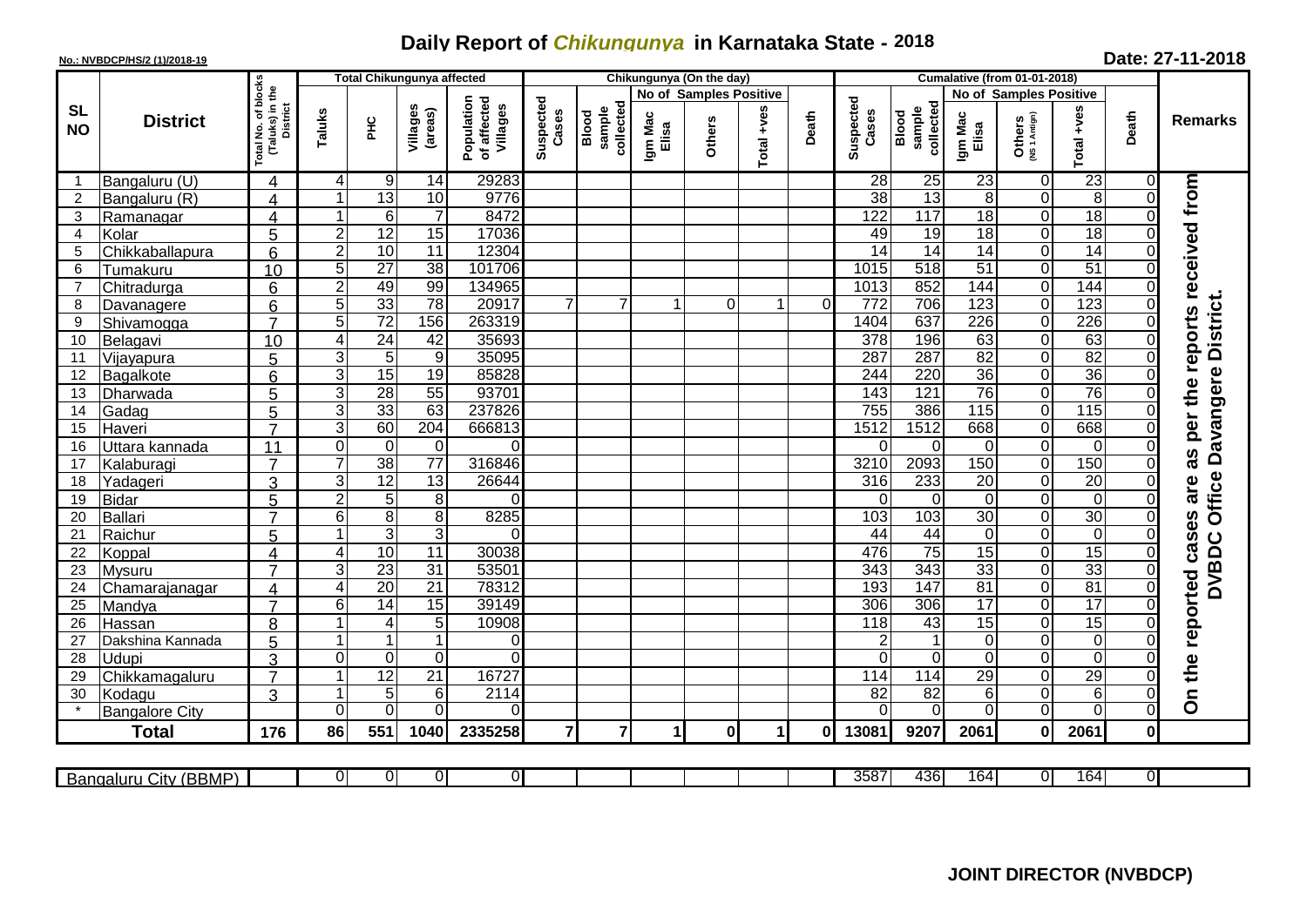# Daily Report of *Chikungunya* in Karnataka State - 2018

**No.: NVBDCP/HS/2 (1)/2018-19**

**Date: 27-11-2018**

| SL NO | District | Total No. of blocks (Taluks) in the District | Total Chikungunya affected | | | | Chikungunya (On the day) | | | | | | | Cumalative (from 01-01-2018) | | | | | | | Remarks |
|---|---|---|---|---|---|---|---|---|---|---|---|---|---|---|---|---|---|---|---|---|---|
| | | | | | | | | | No of Samples Positive | | | | | | | No of Samples Positive | | | | | |
| | | | Taluks | PHC | Villages (areas) | Population of affected Villages | Suspected Cases | Blood sample collected | Igm Mac Elisa | Others | Total +ves | Death | Suspected Cases | Blood sample collected | Igm Mac Elisa | Others (NS 1 Antign) | Total +ves | Death | |
| 1 | Bangaluru (U) | 4 | 4 | 9 | 14 | 29283 | | | | | | | 28 | 25 | 23 | 0 | 23 | 0 | On the reported cases are as per the reports received from DVBDC Office Davangere District. |
| 2 | Bangaluru (R) | 4 | 1 | 13 | 10 | 9776 | | | | | | | 38 | 13 | 8 | 0 | 8 | 0 | |
| 3 | Ramanagar | 4 | 1 | 6 | 7 | 8472 | | | | | | | 122 | 117 | 18 | 0 | 18 | 0 | |
| 4 | Kolar | 5 | 2 | 12 | 15 | 17036 | | | | | | | 49 | 19 | 18 | 0 | 18 | 0 | |
| 5 | Chikkaballapura | 6 | 2 | 10 | 11 | 12304 | | | | | | | 14 | 14 | 14 | 0 | 14 | 0 | |
| 6 | Tumakuru | 10 | 5 | 27 | 38 | 101706 | | | | | | | 1015 | 518 | 51 | 0 | 51 | 0 | |
| 7 | Chitradurga | 6 | 2 | 49 | 99 | 134965 | | | | | | | 1013 | 852 | 144 | 0 | 144 | 0 | |
| 8 | Davanagere | 6 | 5 | 33 | 78 | 20917 | 7 | 7 | 1 | 0 | 1 | 0 | 772 | 706 | 123 | 0 | 123 | 0 | |
| 9 | Shivamogga | 7 | 5 | 72 | 156 | 263319 | | | | | | | 1404 | 637 | 226 | 0 | 226 | 0 | |
| 10 | Belagavi | 10 | 4 | 24 | 42 | 35693 | | | | | | | 378 | 196 | 63 | 0 | 63 | 0 | |
| 11 | Vijayapura | 5 | 3 | 5 | 9 | 35095 | | | | | | | 287 | 287 | 82 | 0 | 82 | 0 | |
| 12 | Bagalkote | 6 | 3 | 15 | 19 | 85828 | | | | | | | 244 | 220 | 36 | 0 | 36 | 0 | |
| 13 | Dharwada | 5 | 3 | 28 | 55 | 93701 | | | | | | | 143 | 121 | 76 | 0 | 76 | 0 | |
| 14 | Gadag | 5 | 3 | 33 | 63 | 237826 | | | | | | | 755 | 386 | 115 | 0 | 115 | 0 | |
| 15 | Haveri | 7 | 3 | 60 | 204 | 666813 | | | | | | | 1512 | 1512 | 668 | 0 | 668 | 0 | |
| 16 | Uttara kannada | 11 | 0 | 0 | 0 | 0 | | | | | | | 0 | 0 | 0 | 0 | 0 | 0 | |
| 17 | Kalaburagi | 7 | 7 | 38 | 77 | 316846 | | | | | | | 3210 | 2093 | 150 | 0 | 150 | 0 | |
| 18 | Yadageri | 3 | 3 | 12 | 13 | 26644 | | | | | | | 316 | 233 | 20 | 0 | 20 | 0 | |
| 19 | Bidar | 5 | 2 | 5 | 8 | 0 | | | | | | | 0 | 0 | 0 | 0 | 0 | 0 | |
| 20 | Ballari | 7 | 6 | 8 | 8 | 8285 | | | | | | | 103 | 103 | 30 | 0 | 30 | 0 | |
| 21 | Raichur | 5 | 1 | 3 | 3 | 0 | | | | | | | 44 | 44 | 0 | 0 | 0 | 0 | |
| 22 | Koppal | 4 | 4 | 10 | 11 | 30038 | | | | | | | 476 | 75 | 15 | 0 | 15 | 0 | |
| 23 | Mysuru | 7 | 3 | 23 | 31 | 53501 | | | | | | | 343 | 343 | 33 | 0 | 33 | 0 | |
| 24 | Chamarajanagar | 4 | 4 | 20 | 21 | 78312 | | | | | | | 193 | 147 | 81 | 0 | 81 | 0 | |
| 25 | Mandya | 7 | 6 | 14 | 15 | 39149 | | | | | | | 306 | 306 | 17 | 0 | 17 | 0 | |
| 26 | Hassan | 8 | 1 | 4 | 5 | 10908 | | | | | | | 118 | 43 | 15 | 0 | 15 | 0 | |
| 27 | Dakshina Kannada | 5 | 1 | 1 | 1 | 0 | | | | | | | 2 | 1 | 0 | 0 | 0 | 0 | |
| 28 | Udupi | 3 | 0 | 0 | 0 | 0 | | | | | | | 0 | 0 | 0 | 0 | 0 | 0 | |
| 29 | Chikkamagaluru | 7 | 1 | 12 | 21 | 16727 | | | | | | | 114 | 114 | 29 | 0 | 29 | 0 | |
| 30 | Kodagu | 3 | 1 | 5 | 6 | 2114 | | | | | | | 82 | 82 | 6 | 0 | 6 | 0 | |
| * | Bangalore City | | 0 | 0 | 0 | 0 | | | | | | | 0 | 0 | 0 | 0 | 0 | 0 | |
| **Total** | | **176** | **86** | **551** | **1040** | **2335258** | **7** | **7** | **1** | **0** | **1** | **0** | **13081** | **9207** | **2061** | **0** | **2061** | **0** | |

| | | | | | | | | | | | | | | | | | | |
|---|---|---|---|---|---|---|---|---|---|---|---|---|---|---|---|---|---|---|
| Bangaluru City (BBMP) | | 0 | 0 | 0 | 0 | | | | | | | 3587 | 436 | 164 | 0 | 164 | 0 | |

**JOINT DIRECTOR (NVBDCP)**